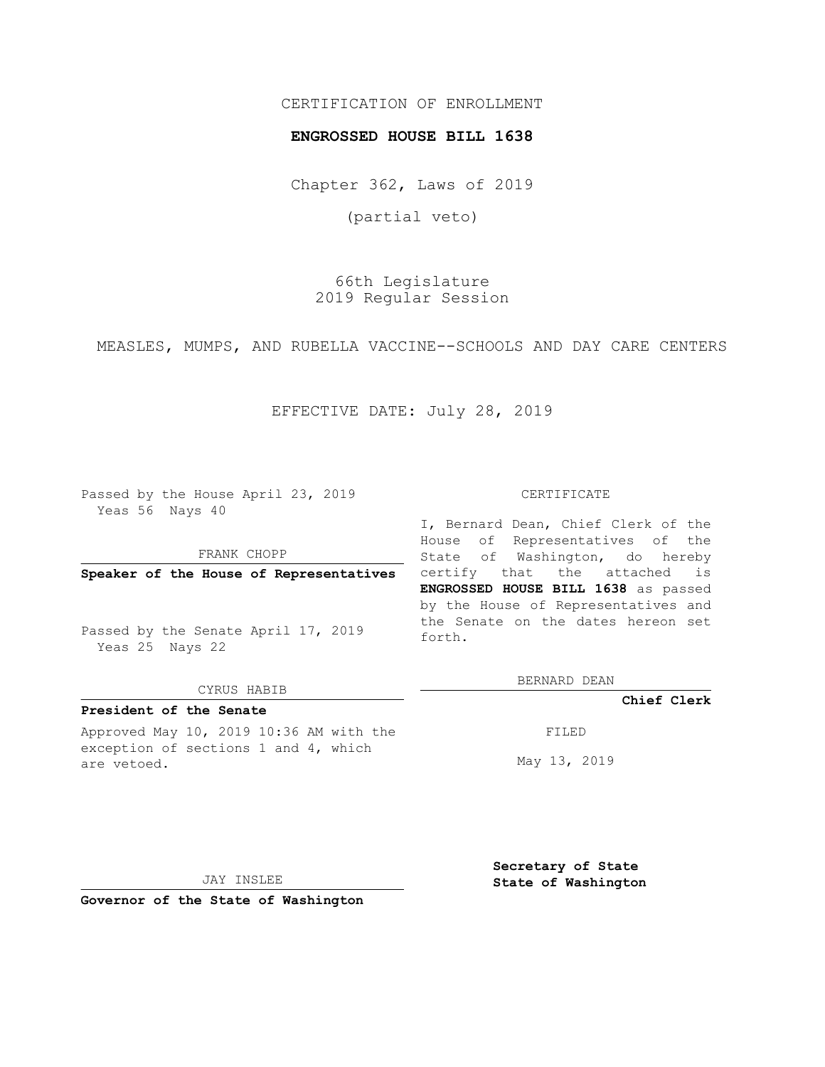CERTIFICATION OF ENROLLMENT

**ENGROSSED HOUSE BILL 1638**

Chapter 362, Laws of 2019

(partial veto)

66th Legislature
2019 Regular Session

MEASLES, MUMPS, AND RUBELLA VACCINE--SCHOOLS AND DAY CARE CENTERS

EFFECTIVE DATE: July 28, 2019

Passed by the House April 23, 2019
Yeas 56 Nays 40

FRANK CHOPP

**Speaker of the House of Representatives**

Passed by the Senate April 17, 2019
Yeas 25 Nays 22

CYRUS HABIB

**President of the Senate**

Approved May 10, 2019 10:36 AM with the exception of sections 1 and 4, which are vetoed.

JAY INSLEE

**Governor of the State of Washington**

CERTIFICATE

I, Bernard Dean, Chief Clerk of the House of Representatives of the State of Washington, do hereby certify that the attached is **ENGROSSED HOUSE BILL 1638** as passed by the House of Representatives and the Senate on the dates hereon set forth.

BERNARD DEAN

**Chief Clerk**

FILED

May 13, 2019

**Secretary of State**
**State of Washington**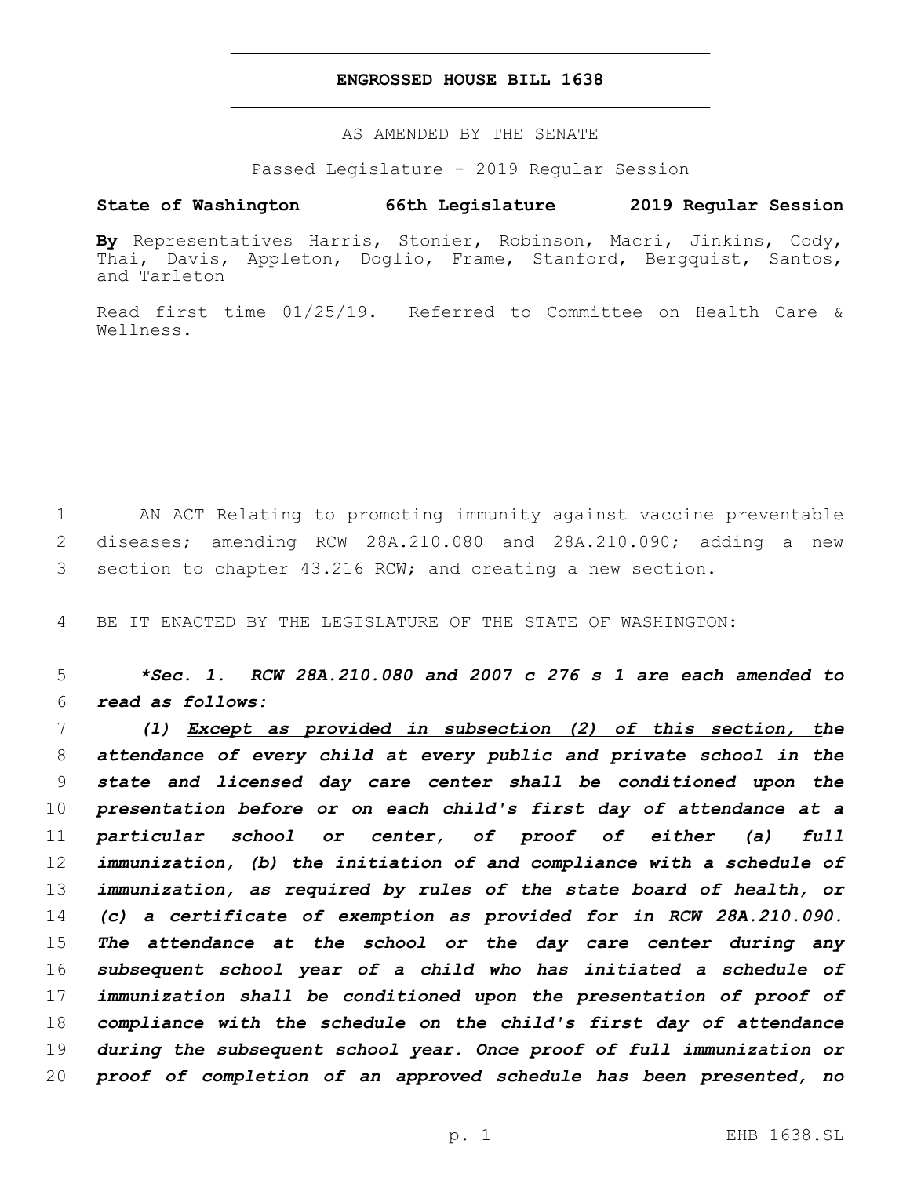# ENGROSSED HOUSE BILL 1638

AS AMENDED BY THE SENATE

Passed Legislature - 2019 Regular Session

**State of Washington 66th Legislature 2019 Regular Session**

**By** Representatives Harris, Stonier, Robinson, Macri, Jinkins, Cody, Thai, Davis, Appleton, Doglio, Frame, Stanford, Bergquist, Santos, and Tarleton

Read first time 01/25/19. Referred to Committee on Health Care & Wellness.

1 AN ACT Relating to promoting immunity against vaccine preventable 2 diseases; amending RCW 28A.210.080 and 28A.210.090; adding a new 3 section to chapter 43.216 RCW; and creating a new section.

4 BE IT ENACTED BY THE LEGISLATURE OF THE STATE OF WASHINGTON:

5 ***\*Sec. 1. RCW 28A.210.080 and 2007 c 276 s 1 are each amended to 6 read as follows:***

7 ***(1) <u>Except as provided in subsection (2) of this section, t</u>he 8 attendance of every child at every public and private school in the 9 state and licensed day care center shall be conditioned upon the 10 presentation before or on each child's first day of attendance at a 11 particular school or center, of proof of either (a) full 12 immunization, (b) the initiation of and compliance with a schedule of 13 immunization, as required by rules of the state board of health, or 14 (c) a certificate of exemption as provided for in RCW 28A.210.090. 15 The attendance at the school or the day care center during any 16 subsequent school year of a child who has initiated a schedule of 17 immunization shall be conditioned upon the presentation of proof of 18 compliance with the schedule on the child's first day of attendance 19 during the subsequent school year. Once proof of full immunization or 20 proof of completion of an approved schedule has been presented, no***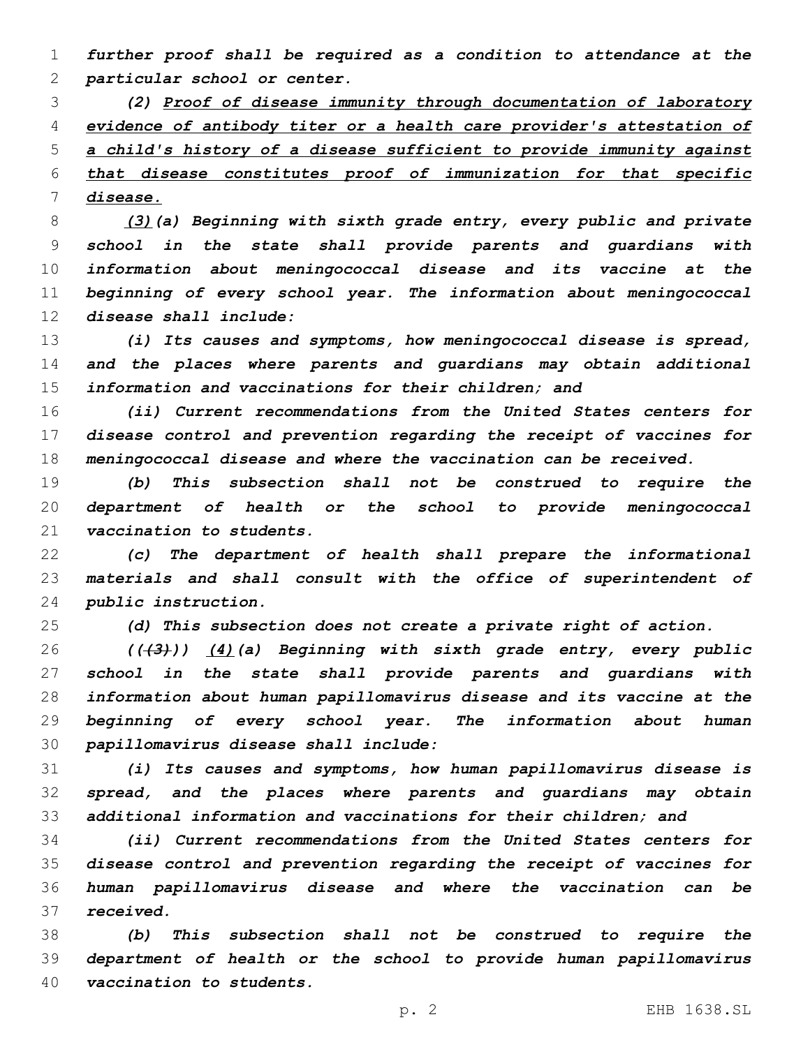*further proof shall be required as a condition to attendance at the particular school or center.*

*(2) <u>Proof of disease immunity through documentation of laboratory evidence of antibody titer or a health care provider's attestation of a child's history of a disease sufficient to provide immunity against that disease constitutes proof of immunization for that specific disease.</u>*

*<u>(3)</u>(a) Beginning with sixth grade entry, every public and private school in the state shall provide parents and guardians with information about meningococcal disease and its vaccine at the beginning of every school year. The information about meningococcal disease shall include:*

*(i) Its causes and symptoms, how meningococcal disease is spread, and the places where parents and guardians may obtain additional information and vaccinations for their children; and*

*(ii) Current recommendations from the United States centers for disease control and prevention regarding the receipt of vaccines for meningococcal disease and where the vaccination can be received.*

*(b) This subsection shall not be construed to require the department of health or the school to provide meningococcal vaccination to students.*

*(c) The department of health shall prepare the informational materials and shall consult with the office of superintendent of public instruction.*

*(d) This subsection does not create a private right of action.*

*((~~(3)~~)) <u>(4)</u>(a) Beginning with sixth grade entry, every public school in the state shall provide parents and guardians with information about human papillomavirus disease and its vaccine at the beginning of every school year. The information about human papillomavirus disease shall include:*

*(i) Its causes and symptoms, how human papillomavirus disease is spread, and the places where parents and guardians may obtain additional information and vaccinations for their children; and*

*(ii) Current recommendations from the United States centers for disease control and prevention regarding the receipt of vaccines for human papillomavirus disease and where the vaccination can be received.*

*(b) This subsection shall not be construed to require the department of health or the school to provide human papillomavirus vaccination to students.*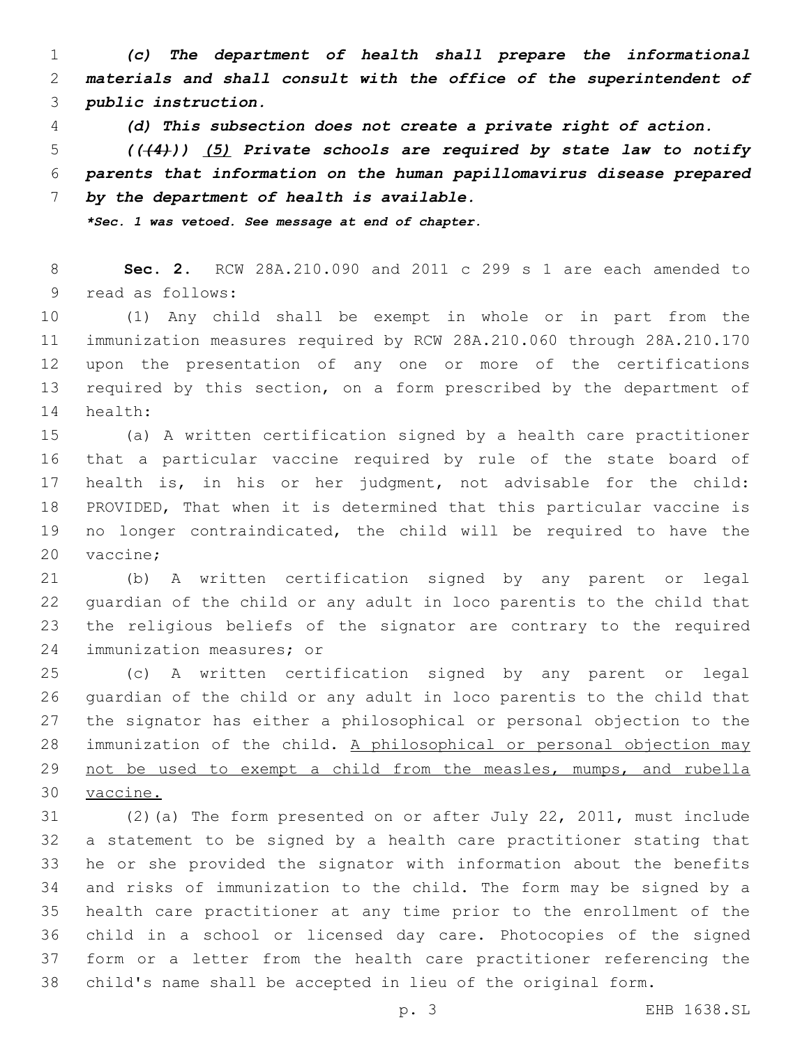***(c) The department of health shall prepare the informational materials and shall consult with the office of the superintendent of public instruction.***

***(d) This subsection does not create a private right of action.***

***((~~(4)~~)) <u>(5)</u> Private schools are required by state law to notify parents that information on the human papillomavirus disease prepared by the department of health is available.***

****Sec. 1 was vetoed. See message at end of chapter.***

**Sec. 2.** RCW 28A.210.090 and 2011 c 299 s 1 are each amended to read as follows:

(1) Any child shall be exempt in whole or in part from the immunization measures required by RCW 28A.210.060 through 28A.210.170 upon the presentation of any one or more of the certifications required by this section, on a form prescribed by the department of health:

(a) A written certification signed by a health care practitioner that a particular vaccine required by rule of the state board of health is, in his or her judgment, not advisable for the child: PROVIDED, That when it is determined that this particular vaccine is no longer contraindicated, the child will be required to have the vaccine;

(b) A written certification signed by any parent or legal guardian of the child or any adult in loco parentis to the child that the religious beliefs of the signator are contrary to the required immunization measures; or

(c) A written certification signed by any parent or legal guardian of the child or any adult in loco parentis to the child that the signator has either a philosophical or personal objection to the immunization of the child. <u>A philosophical or personal objection may not be used to exempt a child from the measles, mumps, and rubella vaccine.</u>

(2)(a) The form presented on or after July 22, 2011, must include a statement to be signed by a health care practitioner stating that he or she provided the signator with information about the benefits and risks of immunization to the child. The form may be signed by a health care practitioner at any time prior to the enrollment of the child in a school or licensed day care. Photocopies of the signed form or a letter from the health care practitioner referencing the child's name shall be accepted in lieu of the original form.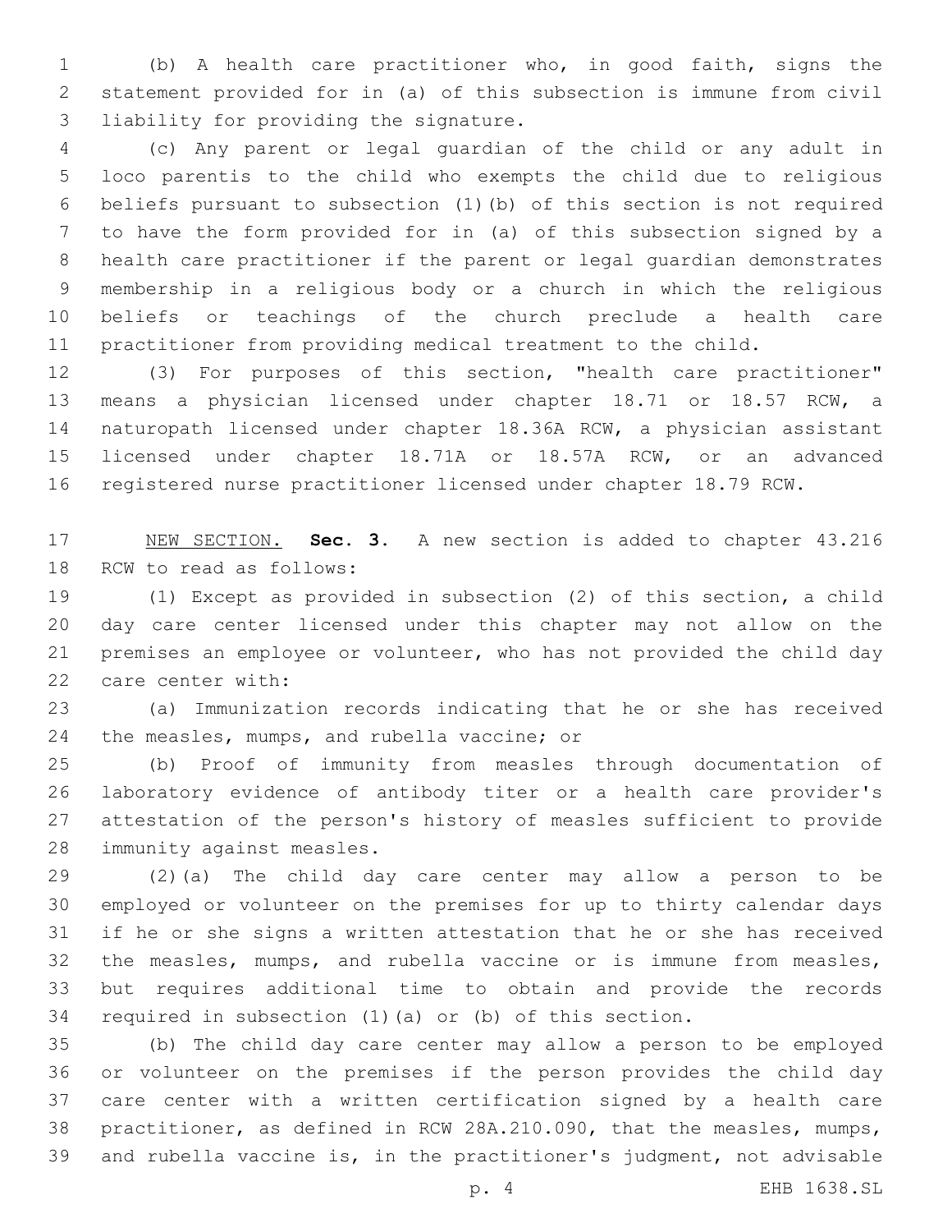(b) A health care practitioner who, in good faith, signs the statement provided for in (a) of this subsection is immune from civil liability for providing the signature.

(c) Any parent or legal guardian of the child or any adult in loco parentis to the child who exempts the child due to religious beliefs pursuant to subsection (1)(b) of this section is not required to have the form provided for in (a) of this subsection signed by a health care practitioner if the parent or legal guardian demonstrates membership in a religious body or a church in which the religious beliefs or teachings of the church preclude a health care practitioner from providing medical treatment to the child.

(3) For purposes of this section, "health care practitioner" means a physician licensed under chapter 18.71 or 18.57 RCW, a naturopath licensed under chapter 18.36A RCW, a physician assistant licensed under chapter 18.71A or 18.57A RCW, or an advanced registered nurse practitioner licensed under chapter 18.79 RCW.

NEW SECTION. **Sec. 3.** A new section is added to chapter 43.216 RCW to read as follows:

(1) Except as provided in subsection (2) of this section, a child day care center licensed under this chapter may not allow on the premises an employee or volunteer, who has not provided the child day care center with:

(a) Immunization records indicating that he or she has received the measles, mumps, and rubella vaccine; or

(b) Proof of immunity from measles through documentation of laboratory evidence of antibody titer or a health care provider's attestation of the person's history of measles sufficient to provide immunity against measles.

(2)(a) The child day care center may allow a person to be employed or volunteer on the premises for up to thirty calendar days if he or she signs a written attestation that he or she has received the measles, mumps, and rubella vaccine or is immune from measles, but requires additional time to obtain and provide the records required in subsection (1)(a) or (b) of this section.

(b) The child day care center may allow a person to be employed or volunteer on the premises if the person provides the child day care center with a written certification signed by a health care practitioner, as defined in RCW 28A.210.090, that the measles, mumps, and rubella vaccine is, in the practitioner's judgment, not advisable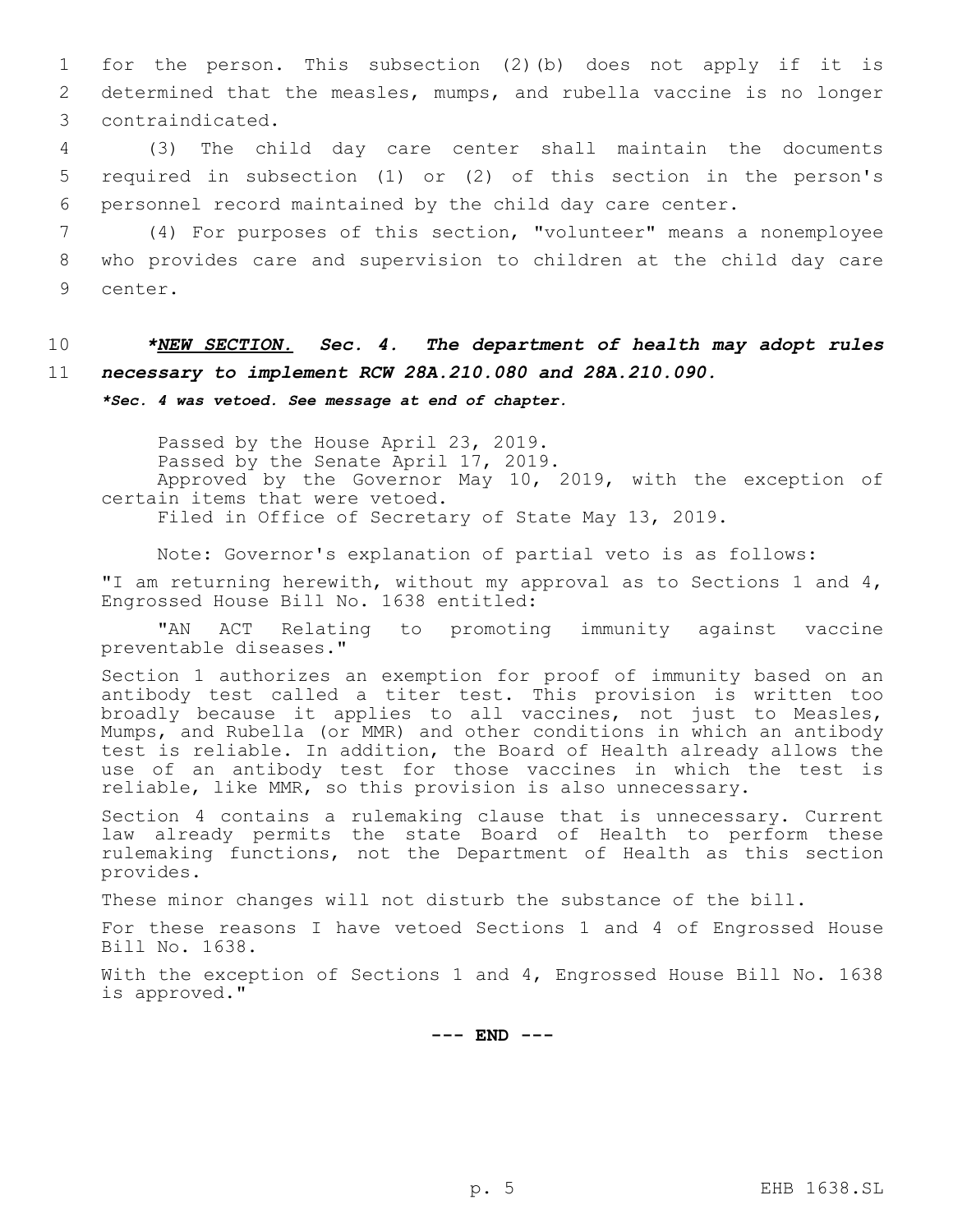for the person. This subsection (2)(b) does not apply if it is determined that the measles, mumps, and rubella vaccine is no longer contraindicated.

(3) The child day care center shall maintain the documents required in subsection (1) or (2) of this section in the person's personnel record maintained by the child day care center.

(4) For purposes of this section, "volunteer" means a nonemployee who provides care and supervision to children at the child day care center.

***<u>NEW SECTION.</u> Sec. 4. The department of health may adopt rules necessary to implement RCW 28A.210.080 and 28A.210.090.***

***\*Sec. 4 was vetoed. See message at end of chapter.***

Passed by the House April 23, 2019.
Passed by the Senate April 17, 2019.
Approved by the Governor May 10, 2019, with the exception of certain items that were vetoed.
Filed in Office of Secretary of State May 13, 2019.

Note: Governor's explanation of partial veto is as follows:

"I am returning herewith, without my approval as to Sections 1 and 4, Engrossed House Bill No. 1638 entitled:

"AN ACT Relating to promoting immunity against vaccine preventable diseases."

Section 1 authorizes an exemption for proof of immunity based on an antibody test called a titer test. This provision is written too broadly because it applies to all vaccines, not just to Measles, Mumps, and Rubella (or MMR) and other conditions in which an antibody test is reliable. In addition, the Board of Health already allows the use of an antibody test for those vaccines in which the test is reliable, like MMR, so this provision is also unnecessary.

Section 4 contains a rulemaking clause that is unnecessary. Current law already permits the state Board of Health to perform these rulemaking functions, not the Department of Health as this section provides.

These minor changes will not disturb the substance of the bill.

For these reasons I have vetoed Sections 1 and 4 of Engrossed House Bill No. 1638.

With the exception of Sections 1 and 4, Engrossed House Bill No. 1638 is approved."

**--- END ---**